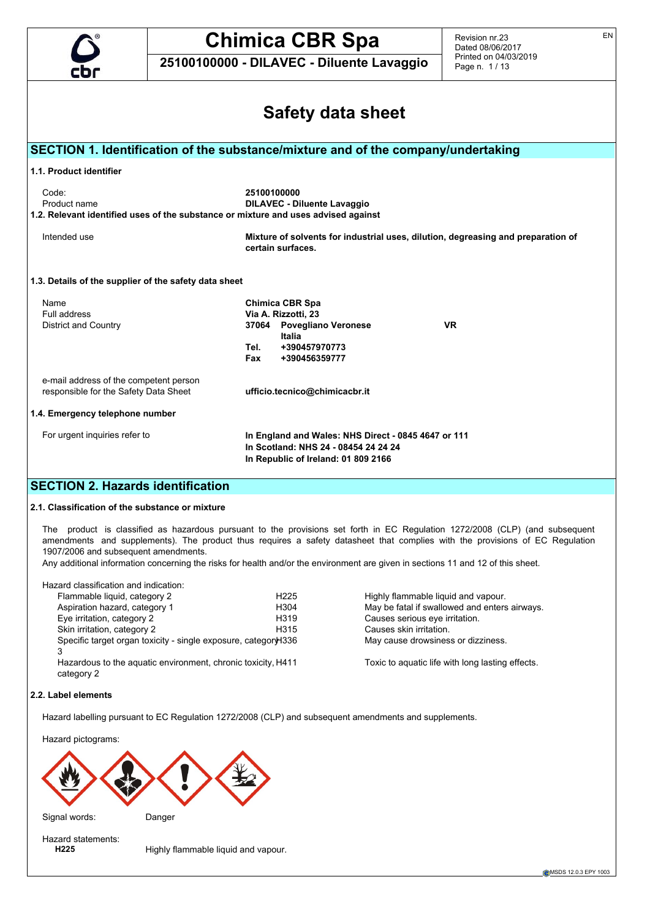# Safety data sheet

## SECTION 1. Identification of the substance/mixture and of the company/undertaking

### 1.1. Product identifier

| | |
|---|---|
| Code: | **25100100000** |
| Product name | **DILAVEC - Diluente Lavaggio** |

### 1.2. Relevant identified uses of the substance or mixture and uses advised against

| | |
|---|---|
| Intended use | **Mixture of solvents for industrial uses, dilution, degreasing and preparation of certain surfaces.** |

### 1.3. Details of the supplier of the safety data sheet

| | |
|---|---|
| Name | **Chimica CBR Spa** |
| Full address | **Via A. Rizzotti, 23** |
| District and Country | **37064 Povegliano Veronese VR** |
| | **Italia** |
| | **Tel. +390457970773** |
| | **Fax +390456359777** |
| e-mail address of the competent person responsible for the Safety Data Sheet | **ufficio.tecnico@chimicacbr.it** |

### 1.4. Emergency telephone number

| | |
|---|---|
| For urgent inquiries refer to | **In England and Wales: NHS Direct - 0845 4647 or 111** |
| | **In Scotland: NHS 24 - 08454 24 24 24** |
| | **In Republic of Ireland: 01 809 2166** |

## SECTION 2. Hazards identification

### 2.1. Classification of the substance or mixture

The product is classified as hazardous pursuant to the provisions set forth in EC Regulation 1272/2008 (CLP) (and subsequent amendments and supplements). The product thus requires a safety datasheet that complies with the provisions of EC Regulation 1907/2006 and subsequent amendments.

Any additional information concerning the risks for health and/or the environment are given in sections 11 and 12 of this sheet.

Hazard classification and indication:

| | | |
|---|---|---|
| Flammable liquid, category 2 | H225 | Highly flammable liquid and vapour. |
| Aspiration hazard, category 1 | H304 | May be fatal if swallowed and enters airways. |
| Eye irritation, category 2 | H319 | Causes serious eye irritation. |
| Skin irritation, category 2 | H315 | Causes skin irritation. |
| Specific target organ toxicity - single exposure, category 3 | H336 | May cause drowsiness or dizziness. |
| Hazardous to the aquatic environment, chronic toxicity, category 2 | H411 | Toxic to aquatic life with long lasting effects. |

### 2.2. Label elements

Hazard labelling pursuant to EC Regulation 1272/2008 (CLP) and subsequent amendments and supplements.

Hazard pictograms:

Signal words: Danger

Hazard statements:

**H225** Highly flammable liquid and vapour.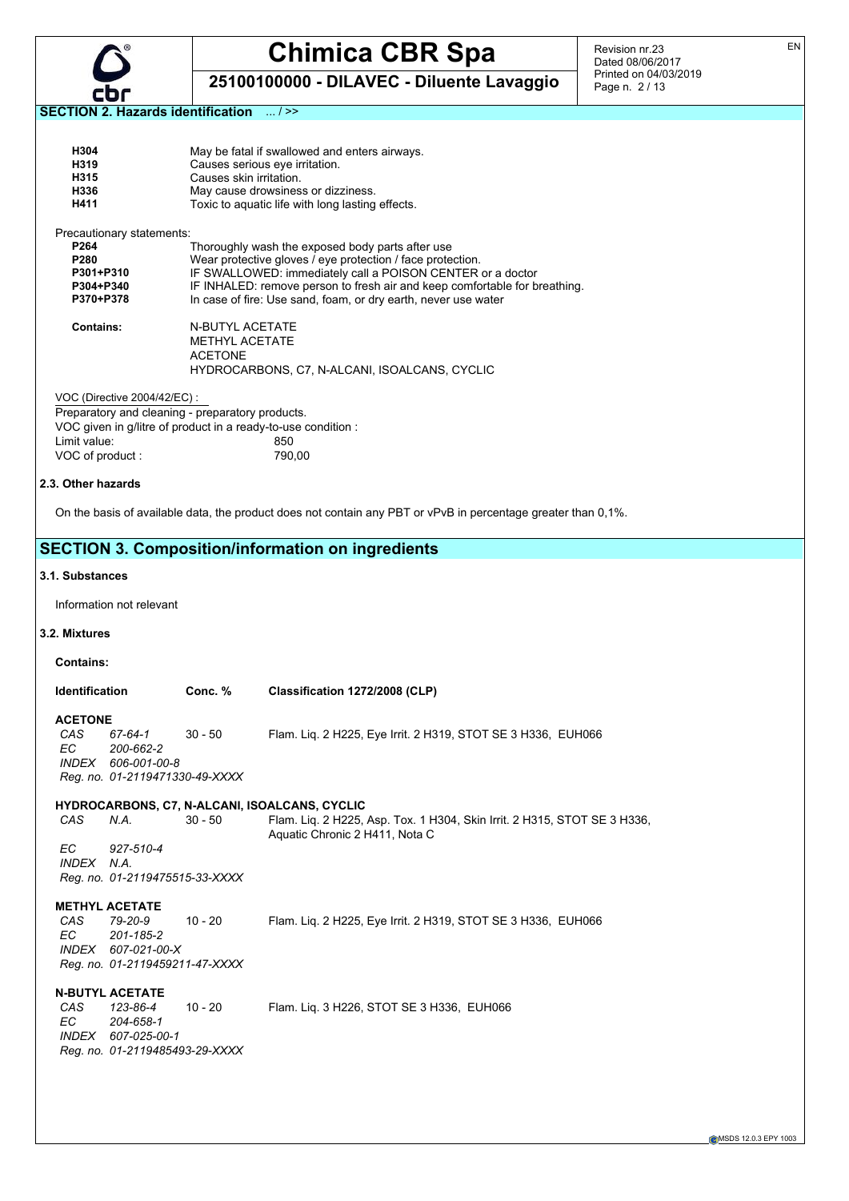## SECTION 2. Hazards identification ... / >>

| | |
|---|---|
| **H304** | May be fatal if swallowed and enters airways. |
| **H319** | Causes serious eye irritation. |
| **H315** | Causes skin irritation. |
| **H336** | May cause drowsiness or dizziness. |
| **H411** | Toxic to aquatic life with long lasting effects. |

Precautionary statements:

| | |
|---|---|
| **P264** | Thoroughly wash the exposed body parts after use |
| **P280** | Wear protective gloves / eye protection / face protection. |
| **P301+P310** | IF SWALLOWED: immediately call a POISON CENTER or a doctor |
| **P304+P340** | IF INHALED: remove person to fresh air and keep comfortable for breathing. |
| **P370+P378** | In case of fire: Use sand, foam, or dry earth, never use water |

**Contains:** N-BUTYL ACETATE
METHYL ACETATE
ACETONE
HYDROCARBONS, C7, N-ALCANI, ISOALCANS, CYCLIC

VOC (Directive 2004/42/EC) :
Preparatory and cleaning - preparatory products.
VOC given in g/litre of product in a ready-to-use condition :
Limit value: 850
VOC of product : 790,00

### 2.3. Other hazards

On the basis of available data, the product does not contain any PBT or vPvB in percentage greater than 0,1%.

## SECTION 3. Composition/information on ingredients

### 3.1. Substances

Information not relevant

### 3.2. Mixtures

**Contains:**

| **Identification** | **Conc. %** | **Classification 1272/2008 (CLP)** |
|---|---|---|
| **ACETONE** | | |
| *CAS 67-64-1* | 30 - 50 | Flam. Liq. 2 H225, Eye Irrit. 2 H319, STOT SE 3 H336, EUH066 |
| *EC 200-662-2* | | |
| *INDEX 606-001-00-8* | | |
| *Reg. no. 01-2119471330-49-XXXX* | | |
| **HYDROCARBONS, C7, N-ALCANI, ISOALCANS, CYCLIC** | | |
| *CAS N.A.* | 30 - 50 | Flam. Liq. 2 H225, Asp. Tox. 1 H304, Skin Irrit. 2 H315, STOT SE 3 H336, Aquatic Chronic 2 H411, Nota C |
| *EC 927-510-4* | | |
| *INDEX N.A.* | | |
| *Reg. no. 01-2119475515-33-XXXX* | | |
| **METHYL ACETATE** | | |
| *CAS 79-20-9* | 10 - 20 | Flam. Liq. 2 H225, Eye Irrit. 2 H319, STOT SE 3 H336, EUH066 |
| *EC 201-185-2* | | |
| *INDEX 607-021-00-X* | | |
| *Reg. no. 01-2119459211-47-XXXX* | | |
| **N-BUTYL ACETATE** | | |
| *CAS 123-86-4* | 10 - 20 | Flam. Liq. 3 H226, STOT SE 3 H336, EUH066 |
| *EC 204-658-1* | | |
| *INDEX 607-025-00-1* | | |
| *Reg. no. 01-2119485493-29-XXXX* | | |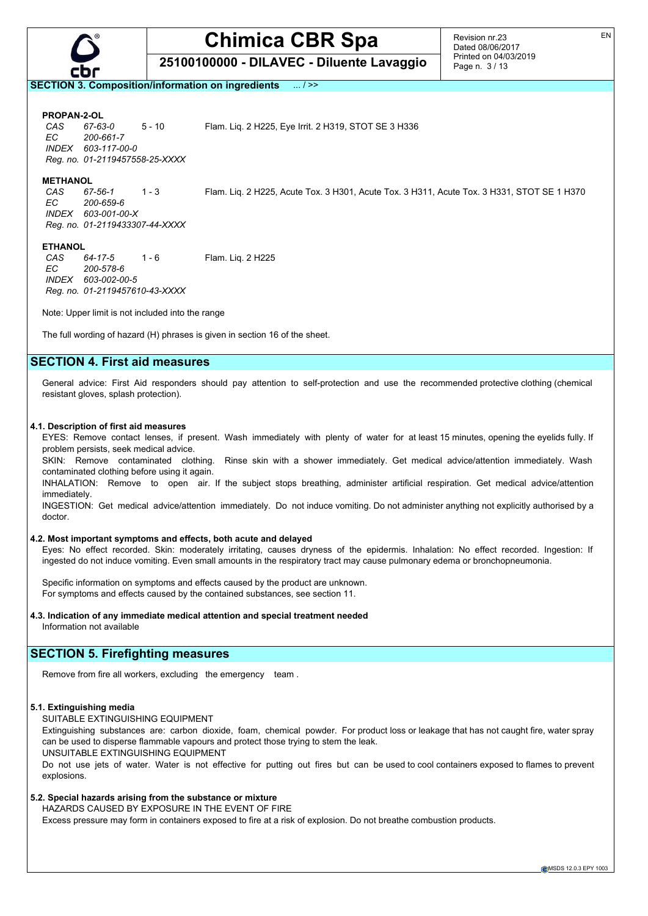## SECTION 3. Composition/information on ingredients ... / >>

**PROPAN-2-OL**

| | | | |
|---|---|---|---|
| *CAS* | *67-63-0* | 5 - 10 | Flam. Liq. 2 H225, Eye Irrit. 2 H319, STOT SE 3 H336 |
| *EC* | *200-661-7* | | |
| *INDEX* | *603-117-00-0* | | |
| *Reg. no.* | *01-2119457558-25-XXXX* | | |

**METHANOL**

| | | | |
|---|---|---|---|
| *CAS* | *67-56-1* | 1 - 3 | Flam. Liq. 2 H225, Acute Tox. 3 H301, Acute Tox. 3 H311, Acute Tox. 3 H331, STOT SE 1 H370 |
| *EC* | *200-659-6* | | |
| *INDEX* | *603-001-00-X* | | |
| *Reg. no.* | *01-2119433307-44-XXXX* | | |

**ETHANOL**

| | | | |
|---|---|---|---|
| *CAS* | *64-17-5* | 1 - 6 | Flam. Liq. 2 H225 |
| *EC* | *200-578-6* | | |
| *INDEX* | *603-002-00-5* | | |
| *Reg. no.* | *01-2119457610-43-XXXX* | | |

Note: Upper limit is not included into the range

The full wording of hazard (H) phrases is given in section 16 of the sheet.

## SECTION 4. First aid measures

General advice: First Aid responders should pay attention to self-protection and use the recommended protective clothing (chemical resistant gloves, splash protection).

### 4.1. Description of first aid measures

EYES: Remove contact lenses, if present. Wash immediately with plenty of water for at least 15 minutes, opening the eyelids fully. If problem persists, seek medical advice.

SKIN: Remove contaminated clothing. Rinse skin with a shower immediately. Get medical advice/attention immediately. Wash contaminated clothing before using it again.

INHALATION: Remove to open air. If the subject stops breathing, administer artificial respiration. Get medical advice/attention immediately.

INGESTION: Get medical advice/attention immediately. Do not induce vomiting. Do not administer anything not explicitly authorised by a doctor.

### 4.2. Most important symptoms and effects, both acute and delayed

Eyes: No effect recorded. Skin: moderately irritating, causes dryness of the epidermis. Inhalation: No effect recorded. Ingestion: If ingested do not induce vomiting. Even small amounts in the respiratory tract may cause pulmonary edema or bronchopneumonia.

Specific information on symptoms and effects caused by the product are unknown.
For symptoms and effects caused by the contained substances, see section 11.

### 4.3. Indication of any immediate medical attention and special treatment needed

Information not available

## SECTION 5. Firefighting measures

Remove from fire all workers, excluding the emergency team .

### 5.1. Extinguishing media

SUITABLE EXTINGUISHING EQUIPMENT

Extinguishing substances are: carbon dioxide, foam, chemical powder. For product loss or leakage that has not caught fire, water spray can be used to disperse flammable vapours and protect those trying to stem the leak.

UNSUITABLE EXTINGUISHING EQUIPMENT

Do not use jets of water. Water is not effective for putting out fires but can be used to cool containers exposed to flames to prevent explosions.

### 5.2. Special hazards arising from the substance or mixture

HAZARDS CAUSED BY EXPOSURE IN THE EVENT OF FIRE

Excess pressure may form in containers exposed to fire at a risk of explosion. Do not breathe combustion products.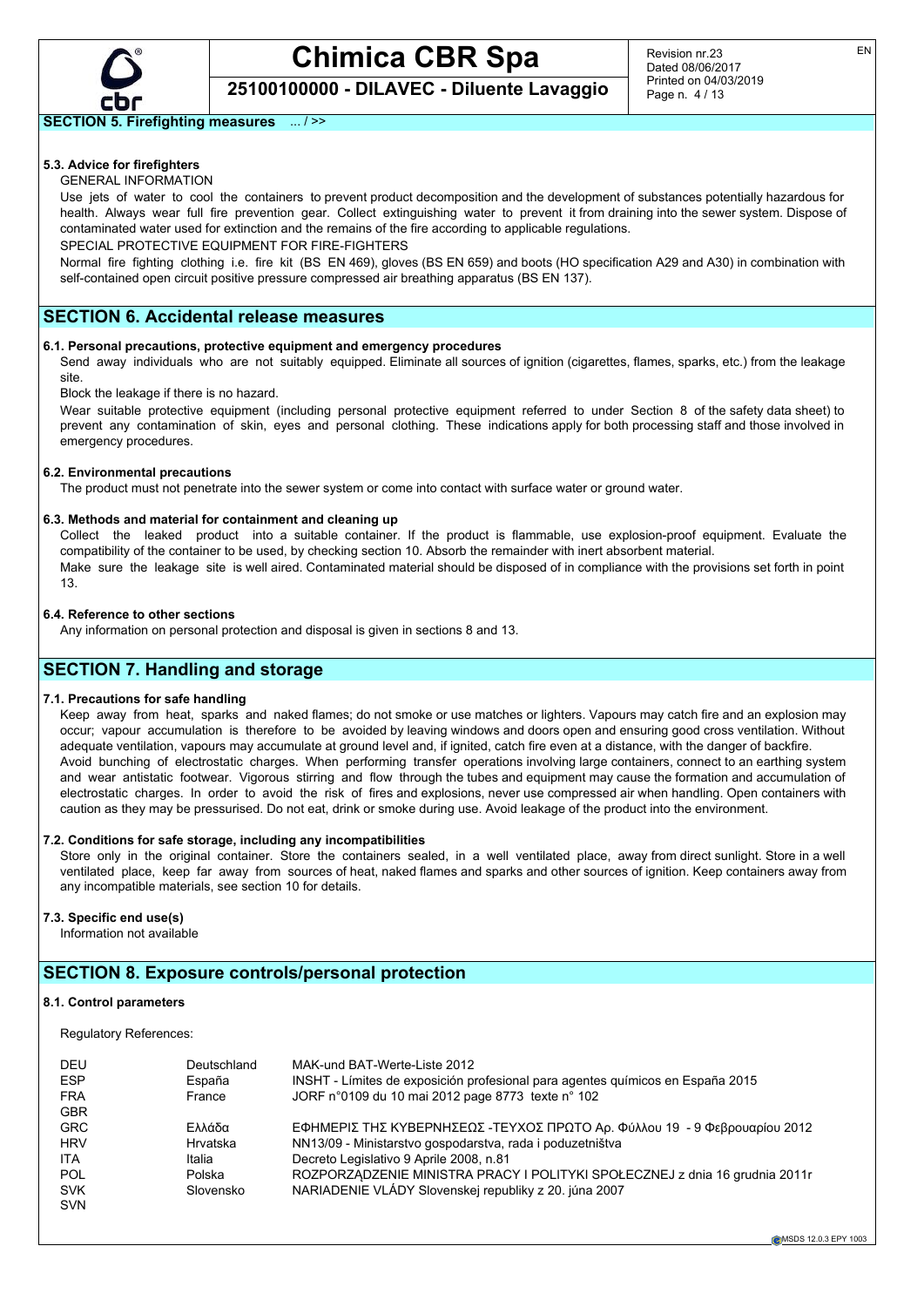**SECTION 5. Firefighting measures** ... / >>

**5.3. Advice for firefighters**

GENERAL INFORMATION

Use jets of water to cool the containers to prevent product decomposition and the development of substances potentially hazardous for health. Always wear full fire prevention gear. Collect extinguishing water to prevent it from draining into the sewer system. Dispose of contaminated water used for extinction and the remains of the fire according to applicable regulations.

SPECIAL PROTECTIVE EQUIPMENT FOR FIRE-FIGHTERS

Normal fire fighting clothing i.e. fire kit (BS EN 469), gloves (BS EN 659) and boots (HO specification A29 and A30) in combination with self-contained open circuit positive pressure compressed air breathing apparatus (BS EN 137).

## SECTION 6. Accidental release measures

**6.1. Personal precautions, protective equipment and emergency procedures**

Send away individuals who are not suitably equipped. Eliminate all sources of ignition (cigarettes, flames, sparks, etc.) from the leakage site.

Block the leakage if there is no hazard.

Wear suitable protective equipment (including personal protective equipment referred to under Section 8 of the safety data sheet) to prevent any contamination of skin, eyes and personal clothing. These indications apply for both processing staff and those involved in emergency procedures.

**6.2. Environmental precautions**

The product must not penetrate into the sewer system or come into contact with surface water or ground water.

**6.3. Methods and material for containment and cleaning up**

Collect the leaked product into a suitable container. If the product is flammable, use explosion-proof equipment. Evaluate the compatibility of the container to be used, by checking section 10. Absorb the remainder with inert absorbent material.

Make sure the leakage site is well aired. Contaminated material should be disposed of in compliance with the provisions set forth in point 13.

**6.4. Reference to other sections**

Any information on personal protection and disposal is given in sections 8 and 13.

## SECTION 7. Handling and storage

**7.1. Precautions for safe handling**

Keep away from heat, sparks and naked flames; do not smoke or use matches or lighters. Vapours may catch fire and an explosion may occur; vapour accumulation is therefore to be avoided by leaving windows and doors open and ensuring good cross ventilation. Without adequate ventilation, vapours may accumulate at ground level and, if ignited, catch fire even at a distance, with the danger of backfire.

Avoid bunching of electrostatic charges. When performing transfer operations involving large containers, connect to an earthing system and wear antistatic footwear. Vigorous stirring and flow through the tubes and equipment may cause the formation and accumulation of electrostatic charges. In order to avoid the risk of fires and explosions, never use compressed air when handling. Open containers with caution as they may be pressurised. Do not eat, drink or smoke during use. Avoid leakage of the product into the environment.

**7.2. Conditions for safe storage, including any incompatibilities**

Store only in the original container. Store the containers sealed, in a well ventilated place, away from direct sunlight. Store in a well ventilated place, keep far away from sources of heat, naked flames and sparks and other sources of ignition. Keep containers away from any incompatible materials, see section 10 for details.

**7.3. Specific end use(s)**

Information not available

## SECTION 8. Exposure controls/personal protection

**8.1. Control parameters**

Regulatory References:

| | | |
|---|---|---|
| DEU | Deutschland | MAK-und BAT-Werte-Liste 2012 |
| ESP | España | INSHT - Límites de exposición profesional para agentes químicos en España 2015 |
| FRA | France | JORF n°0109 du 10 mai 2012 page 8773 texte n° 102 |
| GBR | | |
| GRC | Ελλάδα | ΕΦΗΜΕΡΙΣ ΤΗΣ ΚΥΒΕΡΝΗΣΕΩΣ -ΤΕΥΧΟΣ ΠΡΩΤΟ Αρ. Φύλλου 19 - 9 Φεβρουαρίου 2012 |
| HRV | Hrvatska | NN13/09 - Ministarstvo gospodarstva, rada i poduzetništva |
| ITA | Italia | Decreto Legislativo 9 Aprile 2008, n.81 |
| POL | Polska | ROZPORZĄDZENIE MINISTRA PRACY I POLITYKI SPOŁECZNEJ z dnia 16 grudnia 2011r |
| SVK | Slovensko | NARIADENIE VLÁDY Slovenskej republiky z 20. júna 2007 |
| SVN | | |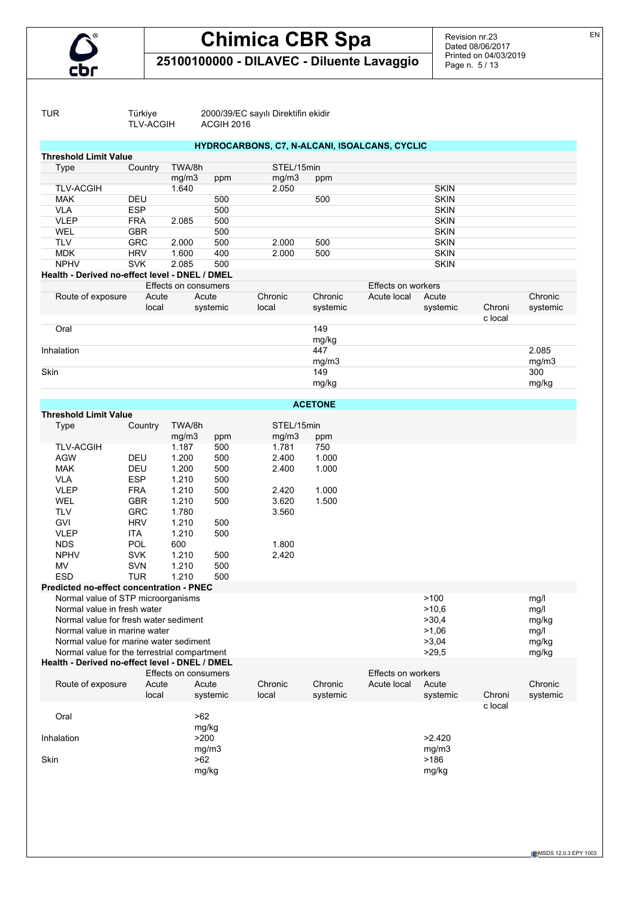| TUR | Türkiye | 2000/39/EC sayılı Direktifin ekidir |
|---|---|---|
| | TLV-ACGIH | ACGIH 2016 |

## HYDROCARBONS, C7, N-ALCANI, ISOALCANS, CYCLIC

**Threshold Limit Value**

| Type | Country | TWA/8h | | STEL/15min | | |
|---|---|---|---|---|---|---|
| | | mg/m3 | ppm | mg/m3 | ppm | |
| TLV-ACGIH | | 1.640 | | 2.050 | | SKIN |
| MAK | DEU | | 500 | | 500 | SKIN |
| VLA | ESP | | 500 | | | SKIN |
| VLEP | FRA | 2.085 | 500 | | | SKIN |
| WEL | GBR | | 500 | | | SKIN |
| TLV | GRC | 2.000 | 500 | 2.000 | 500 | SKIN |
| MDK | HRV | 1.600 | 400 | 2.000 | 500 | SKIN |
| NPHV | SVK | 2.085 | 500 | | | SKIN |

**Health - Derived no-effect level - DNEL / DMEL**

| | Effects on consumers | | | | Effects on workers | | | |
|---|---|---|---|---|---|---|---|---|
| Route of exposure | Acute local | Acute systemic | Chronic local | Chronic systemic | Acute local | Acute systemic | Chronic local | Chronic systemic |
| Oral | | | | 149 mg/kg | | | | |
| Inhalation | | | | 447 mg/m3 | | | | 2.085 mg/m3 |
| Skin | | | | 149 mg/kg | | | | 300 mg/kg |

## ACETONE

**Threshold Limit Value**

| Type | Country | TWA/8h | | STEL/15min | |
|---|---|---|---|---|---|
| | | mg/m3 | ppm | mg/m3 | ppm |
| TLV-ACGIH | | 1.187 | 500 | 1.781 | 750 |
| AGW | DEU | 1.200 | 500 | 2.400 | 1.000 |
| MAK | DEU | 1.200 | 500 | 2.400 | 1.000 |
| VLA | ESP | 1.210 | 500 | | |
| VLEP | FRA | 1.210 | 500 | 2.420 | 1.000 |
| WEL | GBR | 1.210 | 500 | 3.620 | 1.500 |
| TLV | GRC | 1.780 | | 3.560 | |
| GVI | HRV | 1.210 | 500 | | |
| VLEP | ITA | 1.210 | 500 | | |
| NDS | POL | 600 | | 1.800 | |
| NPHV | SVK | 1.210 | 500 | 2.420 | |
| MV | SVN | 1.210 | 500 | | |
| ESD | TUR | 1.210 | 500 | | |

**Predicted no-effect concentration - PNEC**

| | | |
|---|---|---|
| Normal value of STP microorganisms | >100 | mg/l |
| Normal value in fresh water | >10,6 | mg/l |
| Normal value for fresh water sediment | >30,4 | mg/kg |
| Normal value in marine water | >1,06 | mg/l |
| Normal value for marine water sediment | >3,04 | mg/kg |
| Normal value for the terrestrial compartment | >29,5 | mg/kg |

**Health - Derived no-effect level - DNEL / DMEL**

| | Effects on consumers | | | | Effects on workers | | | |
|---|---|---|---|---|---|---|---|---|
| Route of exposure | Acute local | Acute systemic | Chronic local | Chronic systemic | Acute local | Acute systemic | Chronic local | Chronic systemic |
| Oral | | >62 mg/kg | | | | | | |
| Inhalation | | >200 mg/m3 | | | | >2.420 mg/m3 | | |
| Skin | | >62 mg/kg | | | | >186 mg/kg | | |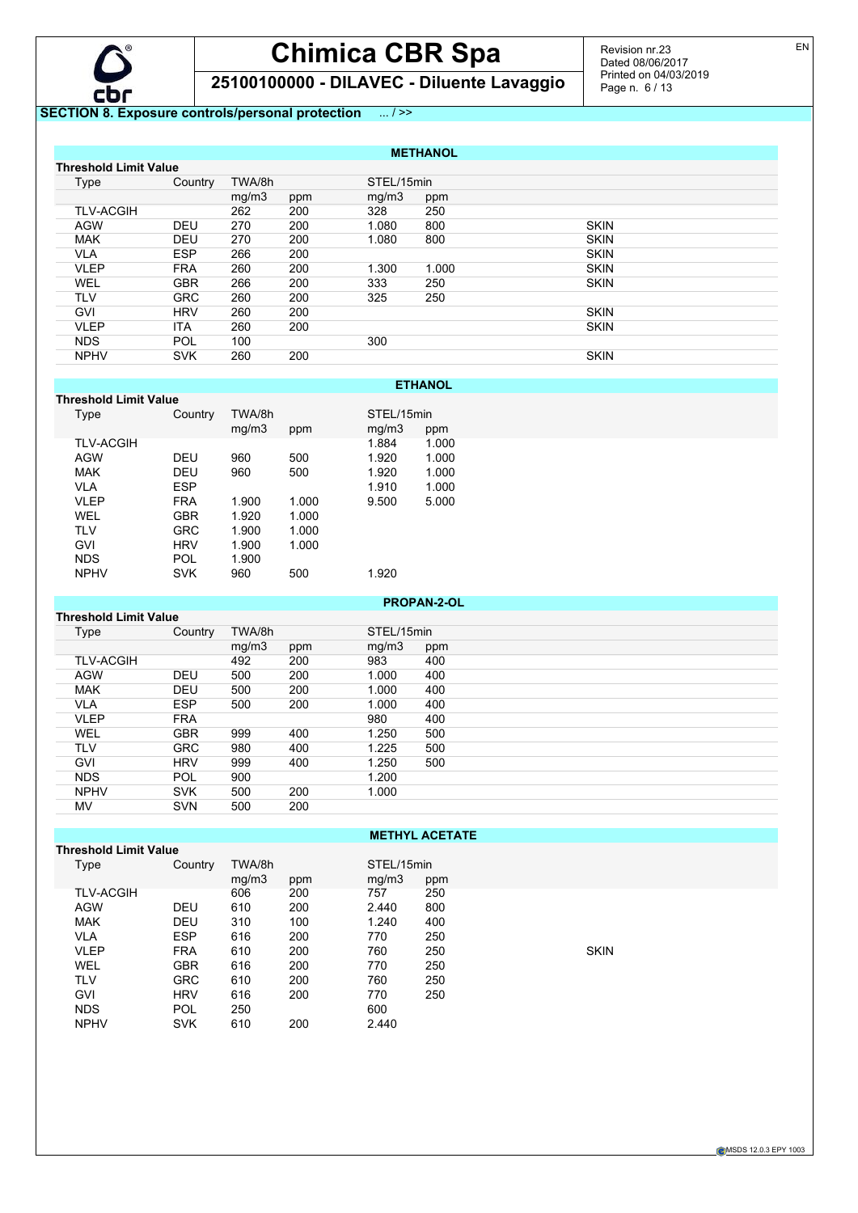## SECTION 8. Exposure controls/personal protection ... / >>

### METHANOL

**Threshold Limit Value**

| Type | Country | TWA/8h | | STEL/15min | | |
|---|---|---|---|---|---|---|
| | | mg/m3 | ppm | mg/m3 | ppm | |
| TLV-ACGIH | | 262 | 200 | 328 | 250 | |
| AGW | DEU | 270 | 200 | 1.080 | 800 | SKIN |
| MAK | DEU | 270 | 200 | 1.080 | 800 | SKIN |
| VLA | ESP | 266 | 200 | | | SKIN |
| VLEP | FRA | 260 | 200 | 1.300 | 1.000 | SKIN |
| WEL | GBR | 266 | 200 | 333 | 250 | SKIN |
| TLV | GRC | 260 | 200 | 325 | 250 | |
| GVI | HRV | 260 | 200 | | | SKIN |
| VLEP | ITA | 260 | 200 | | | SKIN |
| NDS | POL | 100 | | 300 | | |
| NPHV | SVK | 260 | 200 | | | SKIN |

### ETHANOL

**Threshold Limit Value**

| Type | Country | TWA/8h | | STEL/15min | |
|---|---|---|---|---|---|
| | | mg/m3 | ppm | mg/m3 | ppm |
| TLV-ACGIH | | | | 1.884 | 1.000 |
| AGW | DEU | 960 | 500 | 1.920 | 1.000 |
| MAK | DEU | 960 | 500 | 1.920 | 1.000 |
| VLA | ESP | | | 1.910 | 1.000 |
| VLEP | FRA | 1.900 | 1.000 | 9.500 | 5.000 |
| WEL | GBR | 1.920 | 1.000 | | |
| TLV | GRC | 1.900 | 1.000 | | |
| GVI | HRV | 1.900 | 1.000 | | |
| NDS | POL | 1.900 | | | |
| NPHV | SVK | 960 | 500 | 1.920 | |

### PROPAN-2-OL

**Threshold Limit Value**

| Type | Country | TWA/8h | | STEL/15min | |
|---|---|---|---|---|---|
| | | mg/m3 | ppm | mg/m3 | ppm |
| TLV-ACGIH | | 492 | 200 | 983 | 400 |
| AGW | DEU | 500 | 200 | 1.000 | 400 |
| MAK | DEU | 500 | 200 | 1.000 | 400 |
| VLA | ESP | 500 | 200 | 1.000 | 400 |
| VLEP | FRA | | | 980 | 400 |
| WEL | GBR | 999 | 400 | 1.250 | 500 |
| TLV | GRC | 980 | 400 | 1.225 | 500 |
| GVI | HRV | 999 | 400 | 1.250 | 500 |
| NDS | POL | 900 | | 1.200 | |
| NPHV | SVK | 500 | 200 | 1.000 | |
| MV | SVN | 500 | 200 | | |

### METHYL ACETATE

**Threshold Limit Value**

| Type | Country | TWA/8h | | STEL/15min | | |
|---|---|---|---|---|---|---|
| | | mg/m3 | ppm | mg/m3 | ppm | |
| TLV-ACGIH | | 606 | 200 | 757 | 250 | |
| AGW | DEU | 610 | 200 | 2.440 | 800 | |
| MAK | DEU | 310 | 100 | 1.240 | 400 | |
| VLA | ESP | 616 | 200 | 770 | 250 | |
| VLEP | FRA | 610 | 200 | 760 | 250 | SKIN |
| WEL | GBR | 616 | 200 | 770 | 250 | |
| TLV | GRC | 610 | 200 | 760 | 250 | |
| GVI | HRV | 616 | 200 | 770 | 250 | |
| NDS | POL | 250 | | 600 | | |
| NPHV | SVK | 610 | 200 | 2.440 | | |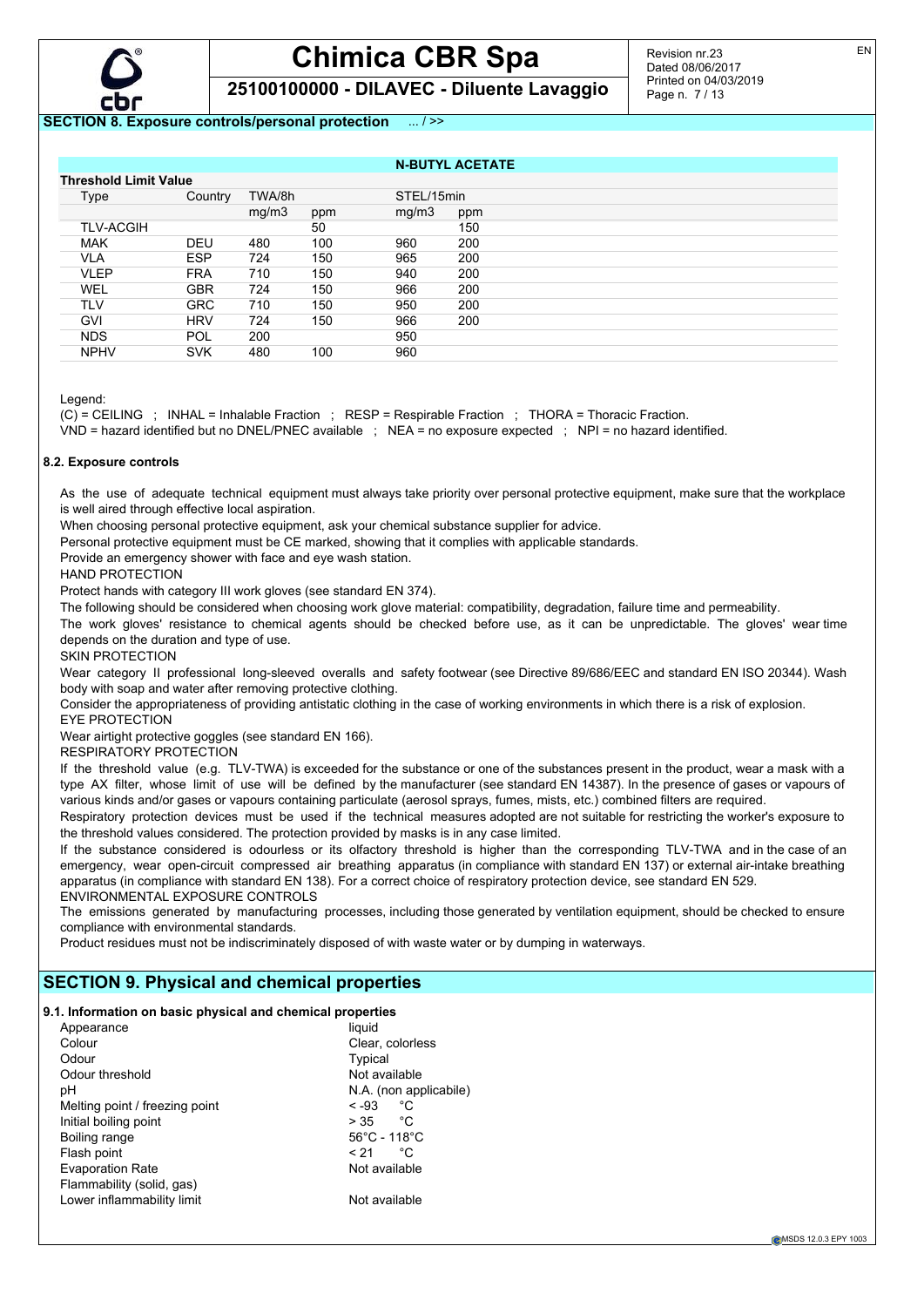**SECTION 8. Exposure controls/personal protection** ... / >>

| N-BUTYL ACETATE | | | | | |
|---|---|---|---|---|---|
| **Threshold Limit Value** | | | | | |
| Type | Country | TWA/8h | | STEL/15min | |
| | | mg/m3 | ppm | mg/m3 | ppm |
| TLV-ACGIH | | | 50 | | 150 |
| MAK | DEU | 480 | 100 | 960 | 200 |
| VLA | ESP | 724 | 150 | 965 | 200 |
| VLEP | FRA | 710 | 150 | 940 | 200 |
| WEL | GBR | 724 | 150 | 966 | 200 |
| TLV | GRC | 710 | 150 | 950 | 200 |
| GVI | HRV | 724 | 150 | 966 | 200 |
| NDS | POL | 200 | | 950 | |
| NPHV | SVK | 480 | 100 | 960 | |

Legend:

(C) = CEILING ; INHAL = Inhalable Fraction ; RESP = Respirable Fraction ; THORA = Thoracic Fraction.
VND = hazard identified but no DNEL/PNEC available ; NEA = no exposure expected ; NPI = no hazard identified.

**8.2. Exposure controls**

As the use of adequate technical equipment must always take priority over personal protective equipment, make sure that the workplace is well aired through effective local aspiration.
When choosing personal protective equipment, ask your chemical substance supplier for advice.
Personal protective equipment must be CE marked, showing that it complies with applicable standards.
Provide an emergency shower with face and eye wash station.

HAND PROTECTION

Protect hands with category III work gloves (see standard EN 374).
The following should be considered when choosing work glove material: compatibility, degradation, failure time and permeability.
The work gloves' resistance to chemical agents should be checked before use, as it can be unpredictable. The gloves' wear time depends on the duration and type of use.

SKIN PROTECTION

Wear category II professional long-sleeved overalls and safety footwear (see Directive 89/686/EEC and standard EN ISO 20344). Wash body with soap and water after removing protective clothing.
Consider the appropriateness of providing antistatic clothing in the case of working environments in which there is a risk of explosion.

EYE PROTECTION

Wear airtight protective goggles (see standard EN 166).

RESPIRATORY PROTECTION

If the threshold value (e.g. TLV-TWA) is exceeded for the substance or one of the substances present in the product, wear a mask with a type AX filter, whose limit of use will be defined by the manufacturer (see standard EN 14387). In the presence of gases or vapours of various kinds and/or gases or vapours containing particulate (aerosol sprays, fumes, mists, etc.) combined filters are required.
Respiratory protection devices must be used if the technical measures adopted are not suitable for restricting the worker's exposure to the threshold values considered. The protection provided by masks is in any case limited.
If the substance considered is odourless or its olfactory threshold is higher than the corresponding TLV-TWA and in the case of an emergency, wear open-circuit compressed air breathing apparatus (in compliance with standard EN 137) or external air-intake breathing apparatus (in compliance with standard EN 138). For a correct choice of respiratory protection device, see standard EN 529.

ENVIRONMENTAL EXPOSURE CONTROLS

The emissions generated by manufacturing processes, including those generated by ventilation equipment, should be checked to ensure compliance with environmental standards.
Product residues must not be indiscriminately disposed of with waste water or by dumping in waterways.

## SECTION 9. Physical and chemical properties

**9.1. Information on basic physical and chemical properties**

| | |
|---|---|
| Appearance | liquid |
| Colour | Clear, colorless |
| Odour | Typical |
| Odour threshold | Not available |
| pH | N.A. (non applicabile) |
| Melting point / freezing point | < -93 °C |
| Initial boiling point | > 35 °C |
| Boiling range | 56°C - 118°C |
| Flash point | < 21 °C |
| Evaporation Rate | Not available |
| Flammability (solid, gas) | |
| Lower inflammability limit | Not available |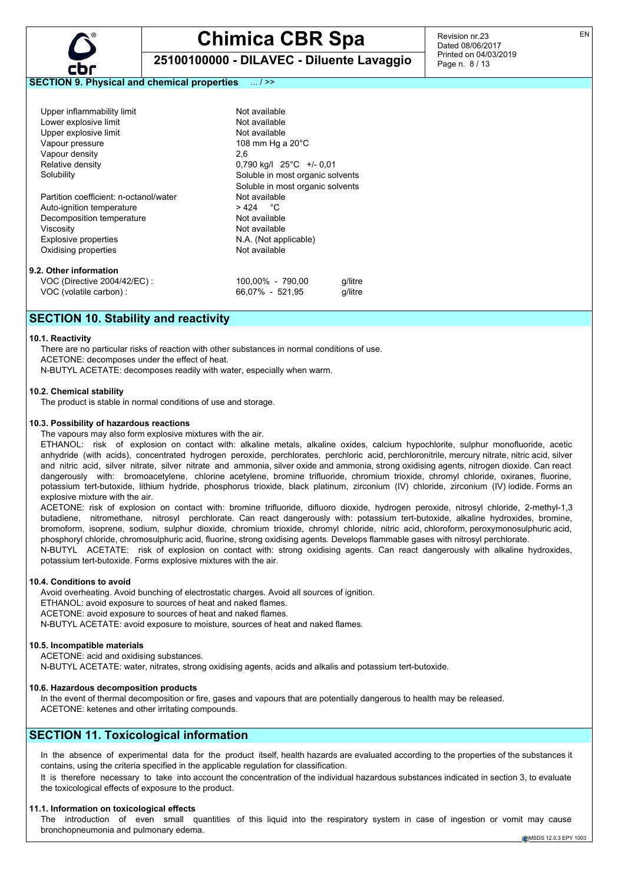## SECTION 9. Physical and chemical properties ... / >>

| | |
|---|---|
| Upper inflammability limit | Not available |
| Lower explosive limit | Not available |
| Upper explosive limit | Not available |
| Vapour pressure | 108 mm Hg a 20°C |
| Vapour density | 2,6 |
| Relative density | 0,790 kg/l 25°C +/- 0,01 |
| Solubility | Soluble in most organic solvents<br>Soluble in most organic solvents |
| Partition coefficient: n-octanol/water | Not available |
| Auto-ignition temperature | > 424 °C |
| Decomposition temperature | Not available |
| Viscosity | Not available |
| Explosive properties | N.A. (Not applicable) |
| Oxidising properties | Not available |

### 9.2. Other information

| | | |
|---|---|---|
| VOC (Directive 2004/42/EC) : | 100,00% - 790,00 | g/litre |
| VOC (volatile carbon) : | 66,07% - 521,95 | g/litre |

## SECTION 10. Stability and reactivity

### 10.1. Reactivity

There are no particular risks of reaction with other substances in normal conditions of use.
ACETONE: decomposes under the effect of heat.
N-BUTYL ACETATE: decomposes readily with water, especially when warm.

### 10.2. Chemical stability

The product is stable in normal conditions of use and storage.

### 10.3. Possibility of hazardous reactions

The vapours may also form explosive mixtures with the air.
ETHANOL: risk of explosion on contact with: alkaline metals, alkaline oxides, calcium hypochlorite, sulphur monofluoride, acetic anhydride (with acids), concentrated hydrogen peroxide, perchlorates, perchloric acid, perchloronitrile, mercury nitrate, nitric acid, silver and nitric acid, silver nitrate, silver nitrate and ammonia, silver oxide and ammonia, strong oxidising agents, nitrogen dioxide. Can react dangerously with: bromoacetylene, chlorine acetylene, bromine trifluoride, chromium trioxide, chromyl chloride, oxiranes, fluorine, potassium tert-butoxide, lithium hydride, phosphorus trioxide, black platinum, zirconium (IV) chloride, zirconium (IV) iodide. Forms an explosive mixture with the air.
ACETONE: risk of explosion on contact with: bromine trifluoride, difluoro dioxide, hydrogen peroxide, nitrosyl chloride, 2-methyl-1,3 butadiene, nitromethane, nitrosyl perchlorate. Can react dangerously with: potassium tert-butoxide, alkaline hydroxides, bromine, bromoform, isoprene, sodium, sulphur dioxide, chromium trioxide, chromyl chloride, nitric acid, chloroform, peroxymonosulphuric acid, phosphoryl chloride, chromosulphuric acid, fluorine, strong oxidising agents. Develops flammable gases with nitrosyl perchlorate.
N-BUTYL ACETATE: risk of explosion on contact with: strong oxidising agents. Can react dangerously with alkaline hydroxides, potassium tert-butoxide. Forms explosive mixtures with the air.

### 10.4. Conditions to avoid

Avoid overheating. Avoid bunching of electrostatic charges. Avoid all sources of ignition.
ETHANOL: avoid exposure to sources of heat and naked flames.
ACETONE: avoid exposure to sources of heat and naked flames.
N-BUTYL ACETATE: avoid exposure to moisture, sources of heat and naked flames.

### 10.5. Incompatible materials

ACETONE: acid and oxidising substances.
N-BUTYL ACETATE: water, nitrates, strong oxidising agents, acids and alkalis and potassium tert-butoxide.

### 10.6. Hazardous decomposition products

In the event of thermal decomposition or fire, gases and vapours that are potentially dangerous to health may be released.
ACETONE: ketenes and other irritating compounds.

## SECTION 11. Toxicological information

In the absence of experimental data for the product itself, health hazards are evaluated according to the properties of the substances it contains, using the criteria specified in the applicable regulation for classification.
It is therefore necessary to take into account the concentration of the individual hazardous substances indicated in section 3, to evaluate the toxicological effects of exposure to the product.

### 11.1. Information on toxicological effects

The introduction of even small quantities of this liquid into the respiratory system in case of ingestion or vomit may cause bronchopneumonia and pulmonary edema.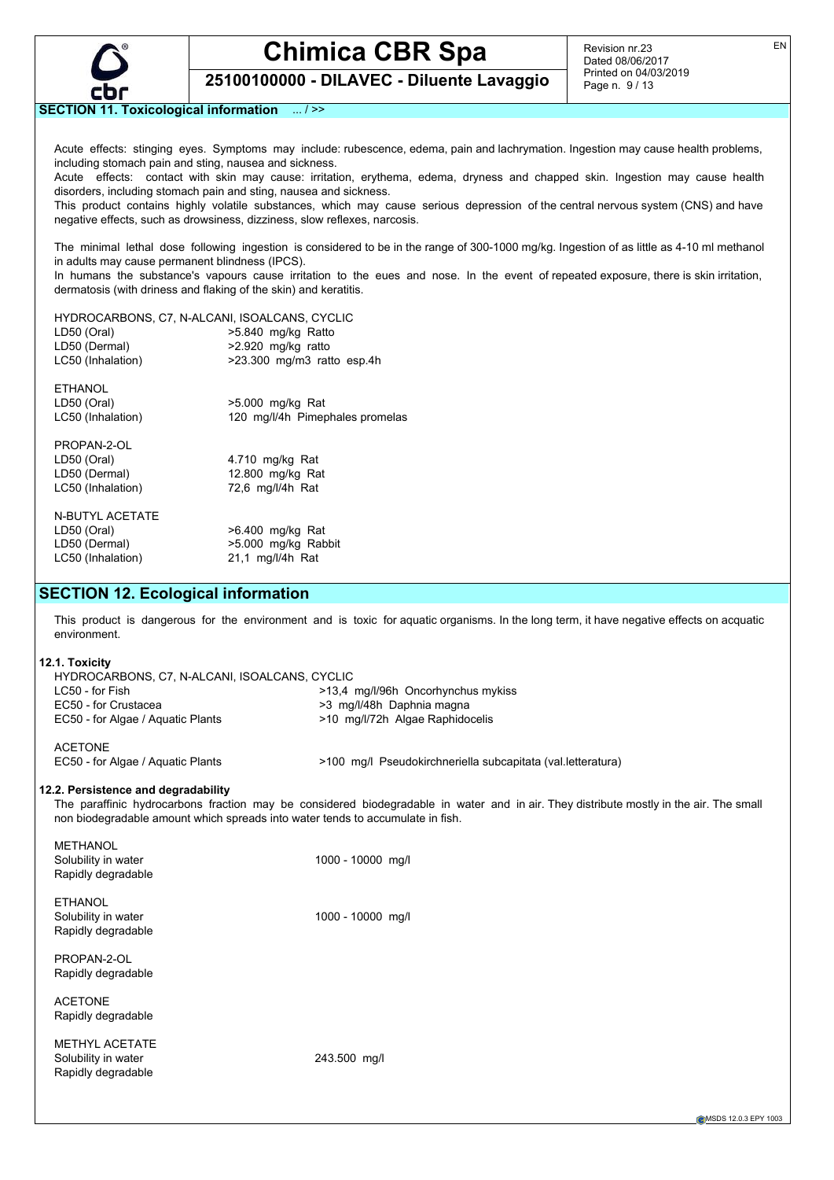**SECTION 11. Toxicological information** ... / >>

Acute effects: stinging eyes. Symptoms may include: rubescence, edema, pain and lachrymation. Ingestion may cause health problems, including stomach pain and sting, nausea and sickness.
Acute effects: contact with skin may cause: irritation, erythema, edema, dryness and chapped skin. Ingestion may cause health disorders, including stomach pain and sting, nausea and sickness.
This product contains highly volatile substances, which may cause serious depression of the central nervous system (CNS) and have negative effects, such as drowsiness, dizziness, slow reflexes, narcosis.

The minimal lethal dose following ingestion is considered to be in the range of 300-1000 mg/kg. Ingestion of as little as 4-10 ml methanol in adults may cause permanent blindness (IPCS).
In humans the substance's vapours cause irritation to the eues and nose. In the event of repeated exposure, there is skin irritation, dermatosis (with driness and flaking of the skin) and keratitis.

HYDROCARBONS, C7, N-ALCANI, ISOALCANS, CYCLIC

| | |
|---|---|
| LD50 (Oral) | >5.840 mg/kg Ratto |
| LD50 (Dermal) | >2.920 mg/kg ratto |
| LC50 (Inhalation) | >23.300 mg/m3 ratto esp.4h |

ETHANOL

| | |
|---|---|
| LD50 (Oral) | >5.000 mg/kg Rat |
| LC50 (Inhalation) | 120 mg/l/4h Pimephales promelas |

PROPAN-2-OL

| | |
|---|---|
| LD50 (Oral) | 4.710 mg/kg Rat |
| LD50 (Dermal) | 12.800 mg/kg Rat |
| LC50 (Inhalation) | 72,6 mg/l/4h Rat |

N-BUTYL ACETATE

| | |
|---|---|
| LD50 (Oral) | >6.400 mg/kg Rat |
| LD50 (Dermal) | >5.000 mg/kg Rabbit |
| LC50 (Inhalation) | 21,1 mg/l/4h Rat |

## SECTION 12. Ecological information

This product is dangerous for the environment and is toxic for aquatic organisms. In the long term, it have negative effects on acquatic environment.

### 12.1. Toxicity

HYDROCARBONS, C7, N-ALCANI, ISOALCANS, CYCLIC

| | |
|---|---|
| LC50 - for Fish | >13,4 mg/l/96h Oncorhynchus mykiss |
| EC50 - for Crustacea | >3 mg/l/48h Daphnia magna |
| EC50 - for Algae / Aquatic Plants | >10 mg/l/72h Algae Raphidocelis |

ACETONE

| | |
|---|---|
| EC50 - for Algae / Aquatic Plants | >100 mg/l Pseudokirchneriella subcapitata (val.letteratura) |

### 12.2. Persistence and degradability

The paraffinic hydrocarbons fraction may be considered biodegradable in water and in air. They distribute mostly in the air. The small non biodegradable amount which spreads into water tends to accumulate in fish.

METHANOL

| | |
|---|---|
| Solubility in water | 1000 - 10000 mg/l |
| Rapidly degradable | |

ETHANOL

| | |
|---|---|
| Solubility in water | 1000 - 10000 mg/l |
| Rapidly degradable | |

PROPAN-2-OL
Rapidly degradable

ACETONE
Rapidly degradable

METHYL ACETATE

| | |
|---|---|
| Solubility in water | 243.500 mg/l |
| Rapidly degradable | |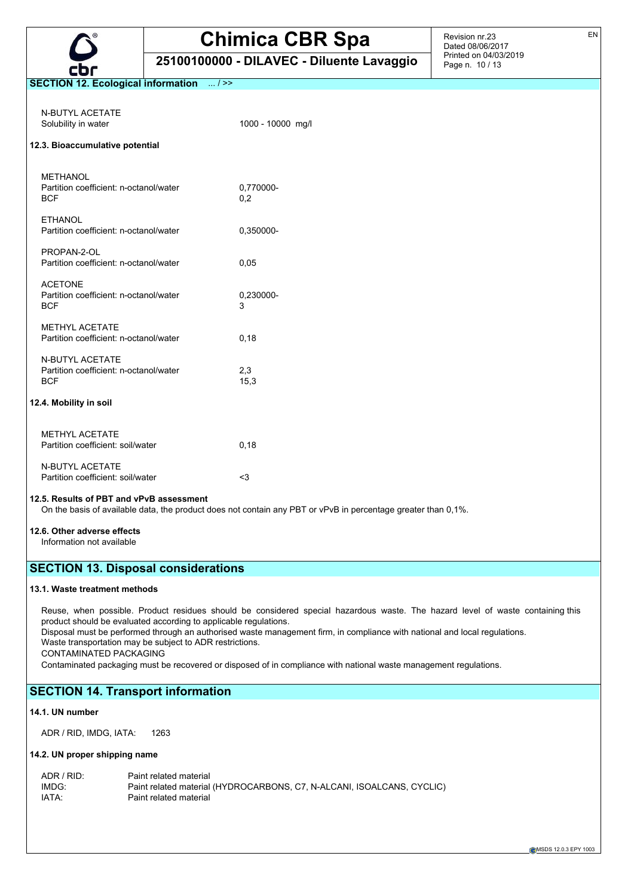## SECTION 12. Ecological information ... / >>

N-BUTYL ACETATE
Solubility in water 1000 - 10000 mg/l

### 12.3. Bioaccumulative potential

METHANOL
Partition coefficient: n-octanol/water 0,770000-
BCF 0,2

ETHANOL
Partition coefficient: n-octanol/water 0,350000-

PROPAN-2-OL
Partition coefficient: n-octanol/water 0,05

ACETONE
Partition coefficient: n-octanol/water 0,230000-
BCF 3

METHYL ACETATE
Partition coefficient: n-octanol/water 0,18

N-BUTYL ACETATE
Partition coefficient: n-octanol/water 2,3
BCF 15,3

### 12.4. Mobility in soil

METHYL ACETATE
Partition coefficient: soil/water 0,18

N-BUTYL ACETATE
Partition coefficient: soil/water <3

### 12.5. Results of PBT and vPvB assessment

On the basis of available data, the product does not contain any PBT or vPvB in percentage greater than 0,1%.

### 12.6. Other adverse effects

Information not available

## SECTION 13. Disposal considerations

### 13.1. Waste treatment methods

Reuse, when possible. Product residues should be considered special hazardous waste. The hazard level of waste containing this product should be evaluated according to applicable regulations.
Disposal must be performed through an authorised waste management firm, in compliance with national and local regulations.
Waste transportation may be subject to ADR restrictions.
CONTAMINATED PACKAGING
Contaminated packaging must be recovered or disposed of in compliance with national waste management regulations.

## SECTION 14. Transport information

### 14.1. UN number

ADR / RID, IMDG, IATA: 1263

### 14.2. UN proper shipping name

ADR / RID: Paint related material
IMDG: Paint related material (HYDROCARBONS, C7, N-ALCANI, ISOALCANS, CYCLIC)
IATA: Paint related material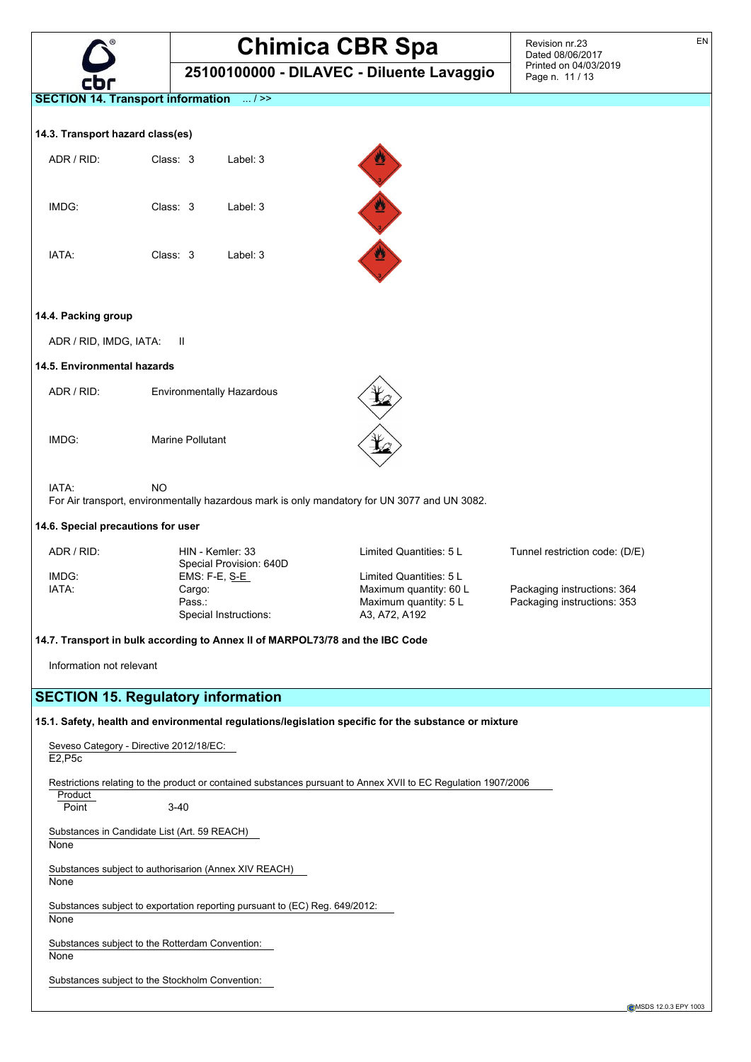## SECTION 14. Transport information ... / >>

### 14.3. Transport hazard class(es)

| | | |
|---|---|---|
| ADR / RID: | Class: 3 | Label: 3 |
| IMDG: | Class: 3 | Label: 3 |
| IATA: | Class: 3 | Label: 3 |

### 14.4. Packing group

ADR / RID, IMDG, IATA: II

### 14.5. Environmental hazards

ADR / RID: Environmentally Hazardous

IMDG: Marine Pollutant

IATA: NO

For Air transport, environmentally hazardous mark is only mandatory for UN 3077 and UN 3082.

### 14.6. Special precautions for user

| | | | |
|---|---|---|---|
| ADR / RID: | HIN - Kemler: 33<br>Special Provision: 640D | Limited Quantities: 5 L | Tunnel restriction code: (D/E) |
| IMDG: | EMS: F-E, S-E | Limited Quantities: 5 L | |
| IATA: | Cargo: | Maximum quantity: 60 L | Packaging instructions: 364 |
| | Pass.: | Maximum quantity: 5 L | Packaging instructions: 353 |
| | Special Instructions: | A3, A72, A192 | |

### 14.7. Transport in bulk according to Annex II of MARPOL73/78 and the IBC Code

Information not relevant

## SECTION 15. Regulatory information

### 15.1. Safety, health and environmental regulations/legislation specific for the substance or mixture

Seveso Category - Directive 2012/18/EC:
E2,P5c

Restrictions relating to the product or contained substances pursuant to Annex XVII to EC Regulation 1907/2006

| Product | |
|---|---|
| Point | 3-40 |

Substances in Candidate List (Art. 59 REACH)
None

Substances subject to authorisarion (Annex XIV REACH)
None

Substances subject to exportation reporting pursuant to (EC) Reg. 649/2012:
None

Substances subject to the Rotterdam Convention:
None

Substances subject to the Stockholm Convention: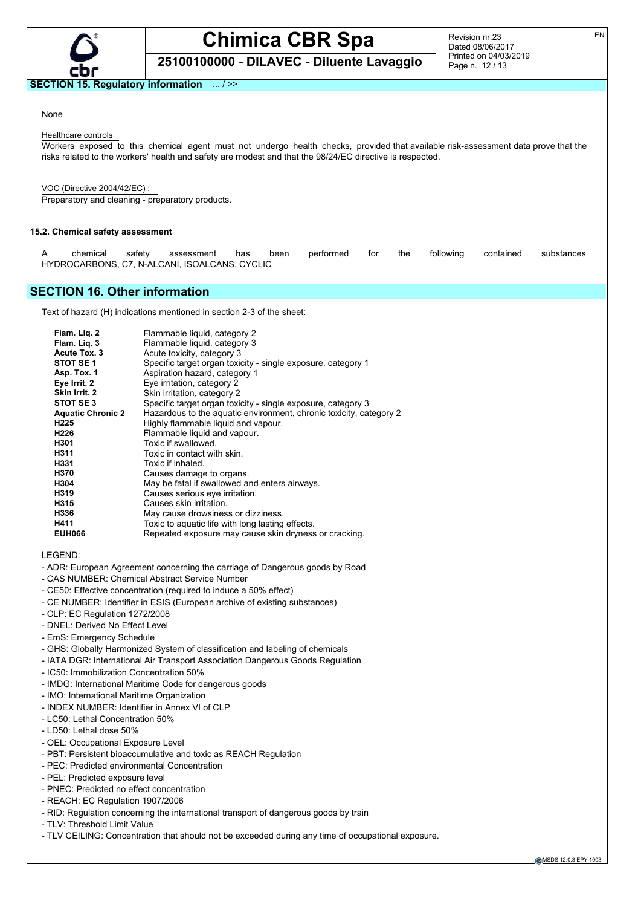## SECTION 15. Regulatory information ... / >>

None

Healthcare controls

Workers exposed to this chemical agent must not undergo health checks, provided that available risk-assessment data prove that the risks related to the workers' health and safety are modest and that the 98/24/EC directive is respected.

VOC (Directive 2004/42/EC) :

Preparatory and cleaning - preparatory products.

### 15.2. Chemical safety assessment

A chemical safety assessment has been performed for the following contained substances HYDROCARBONS, C7, N-ALCANI, ISOALCANS, CYCLIC

## SECTION 16. Other information

Text of hazard (H) indications mentioned in section 2-3 of the sheet:

| | |
|---|---|
| **Flam. Liq. 2** | Flammable liquid, category 2 |
| **Flam. Liq. 3** | Flammable liquid, category 3 |
| **Acute Tox. 3** | Acute toxicity, category 3 |
| **STOT SE 1** | Specific target organ toxicity - single exposure, category 1 |
| **Asp. Tox. 1** | Aspiration hazard, category 1 |
| **Eye Irrit. 2** | Eye irritation, category 2 |
| **Skin Irrit. 2** | Skin irritation, category 2 |
| **STOT SE 3** | Specific target organ toxicity - single exposure, category 3 |
| **Aquatic Chronic 2** | Hazardous to the aquatic environment, chronic toxicity, category 2 |
| **H225** | Highly flammable liquid and vapour. |
| **H226** | Flammable liquid and vapour. |
| **H301** | Toxic if swallowed. |
| **H311** | Toxic in contact with skin. |
| **H331** | Toxic if inhaled. |
| **H370** | Causes damage to organs. |
| **H304** | May be fatal if swallowed and enters airways. |
| **H319** | Causes serious eye irritation. |
| **H315** | Causes skin irritation. |
| **H336** | May cause drowsiness or dizziness. |
| **H411** | Toxic to aquatic life with long lasting effects. |
| **EUH066** | Repeated exposure may cause skin dryness or cracking. |

LEGEND:

- ADR: European Agreement concerning the carriage of Dangerous goods by Road
- CAS NUMBER: Chemical Abstract Service Number
- CE50: Effective concentration (required to induce a 50% effect)
- CE NUMBER: Identifier in ESIS (European archive of existing substances)
- CLP: EC Regulation 1272/2008
- DNEL: Derived No Effect Level
- EmS: Emergency Schedule
- GHS: Globally Harmonized System of classification and labeling of chemicals
- IATA DGR: International Air Transport Association Dangerous Goods Regulation
- IC50: Immobilization Concentration 50%
- IMDG: International Maritime Code for dangerous goods
- IMO: International Maritime Organization
- INDEX NUMBER: Identifier in Annex VI of CLP
- LC50: Lethal Concentration 50%
- LD50: Lethal dose 50%
- OEL: Occupational Exposure Level
- PBT: Persistent bioaccumulative and toxic as REACH Regulation
- PEC: Predicted environmental Concentration
- PEL: Predicted exposure level
- PNEC: Predicted no effect concentration
- REACH: EC Regulation 1907/2006
- RID: Regulation concerning the international transport of dangerous goods by train
- TLV: Threshold Limit Value
- TLV CEILING: Concentration that should not be exceeded during any time of occupational exposure.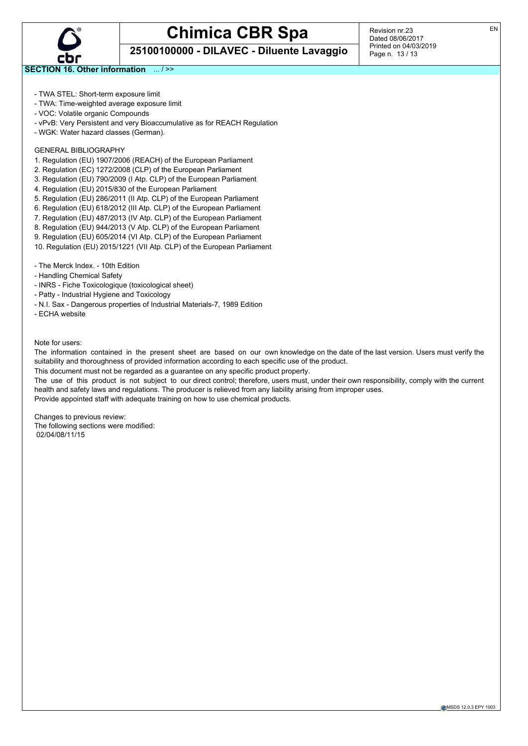## SECTION 16. Other information ... / >>

- TWA STEL: Short-term exposure limit
- TWA: Time-weighted average exposure limit
- VOC: Volatile organic Compounds
- vPvB: Very Persistent and very Bioaccumulative as for REACH Regulation
- WGK: Water hazard classes (German).

GENERAL BIBLIOGRAPHY

1. Regulation (EU) 1907/2006 (REACH) of the European Parliament
2. Regulation (EC) 1272/2008 (CLP) of the European Parliament
3. Regulation (EU) 790/2009 (I Atp. CLP) of the European Parliament
4. Regulation (EU) 2015/830 of the European Parliament
5. Regulation (EU) 286/2011 (II Atp. CLP) of the European Parliament
6. Regulation (EU) 618/2012 (III Atp. CLP) of the European Parliament
7. Regulation (EU) 487/2013 (IV Atp. CLP) of the European Parliament
8. Regulation (EU) 944/2013 (V Atp. CLP) of the European Parliament
9. Regulation (EU) 605/2014 (VI Atp. CLP) of the European Parliament
10. Regulation (EU) 2015/1221 (VII Atp. CLP) of the European Parliament

- The Merck Index. - 10th Edition
- Handling Chemical Safety
- INRS - Fiche Toxicologique (toxicological sheet)
- Patty - Industrial Hygiene and Toxicology
- N.I. Sax - Dangerous properties of Industrial Materials-7, 1989 Edition
- ECHA website

Note for users:

The information contained in the present sheet are based on our own knowledge on the date of the last version. Users must verify the suitability and thoroughness of provided information according to each specific use of the product.

This document must not be regarded as a guarantee on any specific product property.

The use of this product is not subject to our direct control; therefore, users must, under their own responsibility, comply with the current health and safety laws and regulations. The producer is relieved from any liability arising from improper uses.

Provide appointed staff with adequate training on how to use chemical products.

Changes to previous review:

The following sections were modified:

02/04/08/11/15